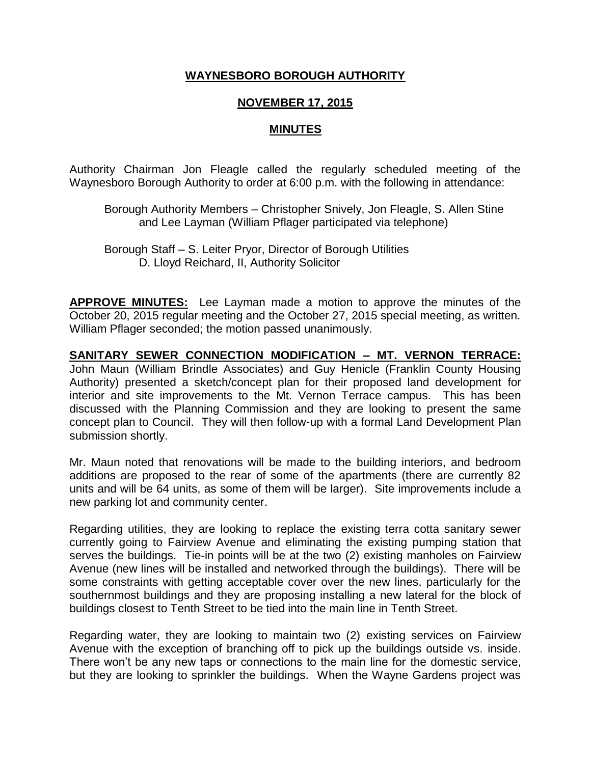# WAYNESBORO BOROUGH AUTHORITY

## NOVEMBER 17, 2015

## MINUTES

Authority Chairman Jon Fleagle called the regularly scheduled meeting of the Waynesboro Borough Authority to order at 6:00 p.m. with the following in attendance:

Borough Authority Members – Christopher Snively, Jon Fleagle, S. Allen Stine and Lee Layman (William Pflager participated via telephone)

Borough Staff – S. Leiter Pryor, Director of Borough Utilities
D. Lloyd Reichard, II, Authority Solicitor

**APPROVE MINUTES:** Lee Layman made a motion to approve the minutes of the October 20, 2015 regular meeting and the October 27, 2015 special meeting, as written. William Pflager seconded; the motion passed unanimously.

**SANITARY SEWER CONNECTION MODIFICATION – MT. VERNON TERRACE:** John Maun (William Brindle Associates) and Guy Henicle (Franklin County Housing Authority) presented a sketch/concept plan for their proposed land development for interior and site improvements to the Mt. Vernon Terrace campus. This has been discussed with the Planning Commission and they are looking to present the same concept plan to Council. They will then follow-up with a formal Land Development Plan submission shortly.

Mr. Maun noted that renovations will be made to the building interiors, and bedroom additions are proposed to the rear of some of the apartments (there are currently 82 units and will be 64 units, as some of them will be larger). Site improvements include a new parking lot and community center.

Regarding utilities, they are looking to replace the existing terra cotta sanitary sewer currently going to Fairview Avenue and eliminating the existing pumping station that serves the buildings. Tie-in points will be at the two (2) existing manholes on Fairview Avenue (new lines will be installed and networked through the buildings). There will be some constraints with getting acceptable cover over the new lines, particularly for the southernmost buildings and they are proposing installing a new lateral for the block of buildings closest to Tenth Street to be tied into the main line in Tenth Street.

Regarding water, they are looking to maintain two (2) existing services on Fairview Avenue with the exception of branching off to pick up the buildings outside vs. inside. There won't be any new taps or connections to the main line for the domestic service, but they are looking to sprinkler the buildings. When the Wayne Gardens project was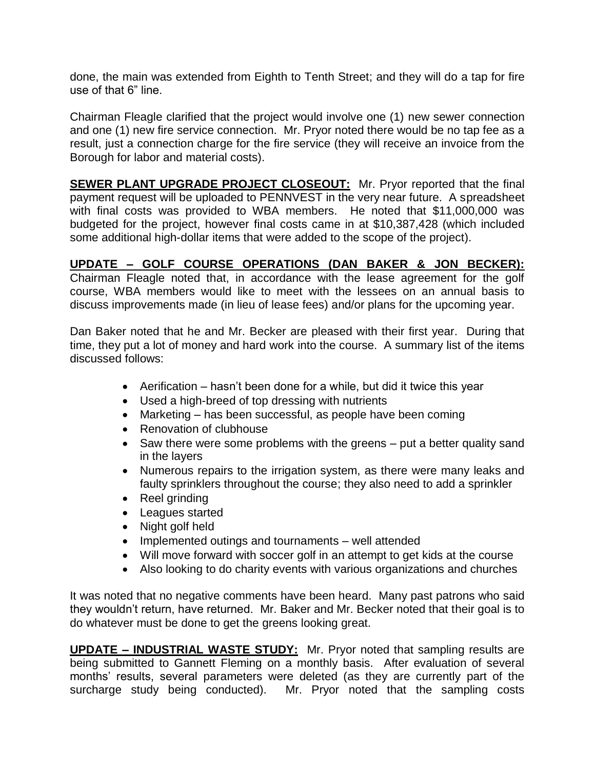done, the main was extended from Eighth to Tenth Street; and they will do a tap for fire use of that 6" line.

Chairman Fleagle clarified that the project would involve one (1) new sewer connection and one (1) new fire service connection. Mr. Pryor noted there would be no tap fee as a result, just a connection charge for the fire service (they will receive an invoice from the Borough for labor and material costs).

**SEWER PLANT UPGRADE PROJECT CLOSEOUT:** Mr. Pryor reported that the final payment request will be uploaded to PENNVEST in the very near future. A spreadsheet with final costs was provided to WBA members. He noted that $11,000,000 was budgeted for the project, however final costs came in at $10,387,428 (which included some additional high-dollar items that were added to the scope of the project).

**UPDATE – GOLF COURSE OPERATIONS (DAN BAKER & JON BECKER):** Chairman Fleagle noted that, in accordance with the lease agreement for the golf course, WBA members would like to meet with the lessees on an annual basis to discuss improvements made (in lieu of lease fees) and/or plans for the upcoming year.

Dan Baker noted that he and Mr. Becker are pleased with their first year. During that time, they put a lot of money and hard work into the course. A summary list of the items discussed follows:

- Aerification – hasn't been done for a while, but did it twice this year
- Used a high-breed of top dressing with nutrients
- Marketing – has been successful, as people have been coming
- Renovation of clubhouse
- Saw there were some problems with the greens – put a better quality sand in the layers
- Numerous repairs to the irrigation system, as there were many leaks and faulty sprinklers throughout the course; they also need to add a sprinkler
- Reel grinding
- Leagues started
- Night golf held
- Implemented outings and tournaments – well attended
- Will move forward with soccer golf in an attempt to get kids at the course
- Also looking to do charity events with various organizations and churches

It was noted that no negative comments have been heard. Many past patrons who said they wouldn't return, have returned. Mr. Baker and Mr. Becker noted that their goal is to do whatever must be done to get the greens looking great.

**UPDATE – INDUSTRIAL WASTE STUDY:** Mr. Pryor noted that sampling results are being submitted to Gannett Fleming on a monthly basis. After evaluation of several months' results, several parameters were deleted (as they are currently part of the surcharge study being conducted). Mr. Pryor noted that the sampling costs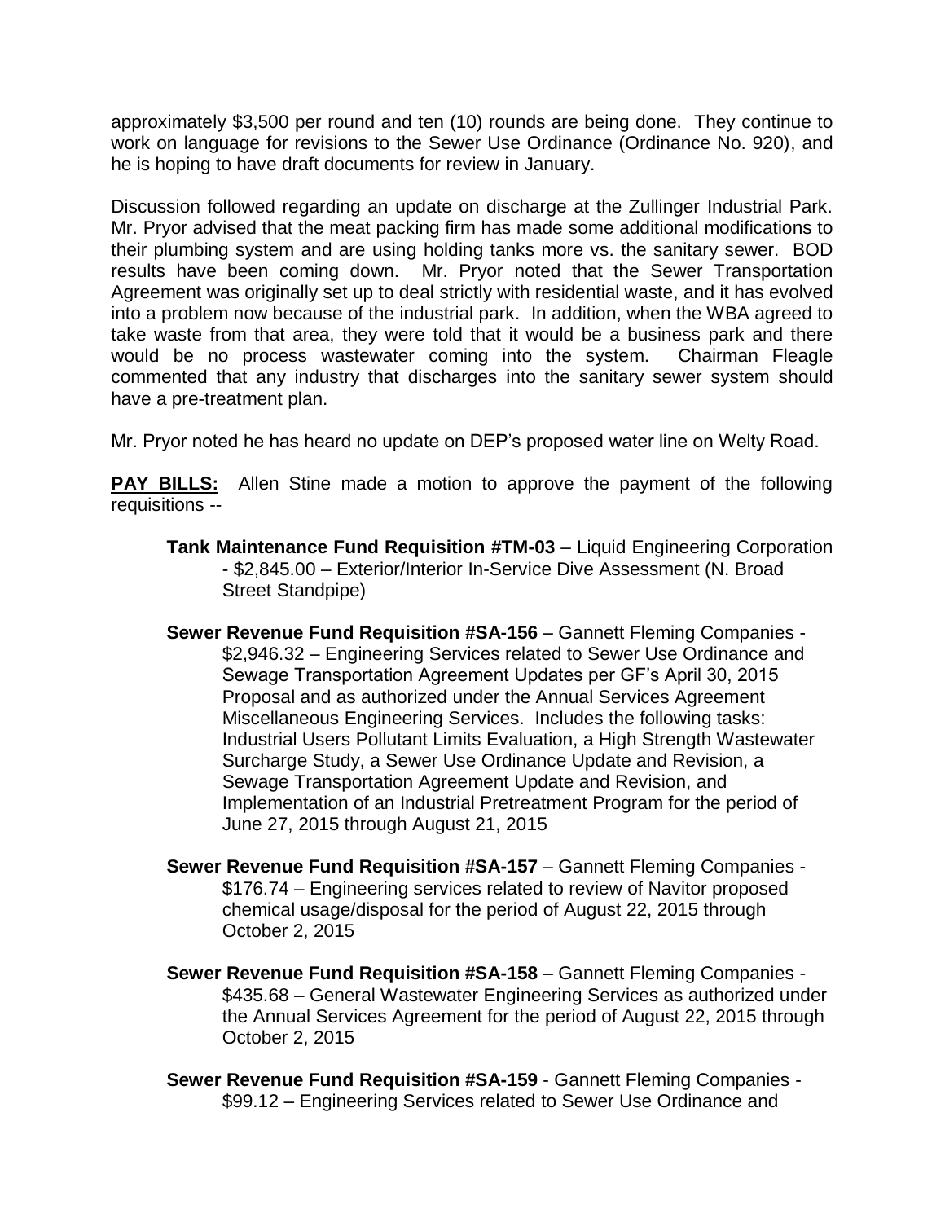approximately $3,500 per round and ten (10) rounds are being done. They continue to work on language for revisions to the Sewer Use Ordinance (Ordinance No. 920), and he is hoping to have draft documents for review in January.

Discussion followed regarding an update on discharge at the Zullinger Industrial Park. Mr. Pryor advised that the meat packing firm has made some additional modifications to their plumbing system and are using holding tanks more vs. the sanitary sewer. BOD results have been coming down. Mr. Pryor noted that the Sewer Transportation Agreement was originally set up to deal strictly with residential waste, and it has evolved into a problem now because of the industrial park. In addition, when the WBA agreed to take waste from that area, they were told that it would be a business park and there would be no process wastewater coming into the system. Chairman Fleagle commented that any industry that discharges into the sanitary sewer system should have a pre-treatment plan.

Mr. Pryor noted he has heard no update on DEP's proposed water line on Welty Road.

**PAY BILLS:** Allen Stine made a motion to approve the payment of the following requisitions --

**Tank Maintenance Fund Requisition #TM-03** – Liquid Engineering Corporation - $2,845.00 – Exterior/Interior In-Service Dive Assessment (N. Broad Street Standpipe)

**Sewer Revenue Fund Requisition #SA-156** – Gannett Fleming Companies - $2,946.32 – Engineering Services related to Sewer Use Ordinance and Sewage Transportation Agreement Updates per GF's April 30, 2015 Proposal and as authorized under the Annual Services Agreement Miscellaneous Engineering Services. Includes the following tasks: Industrial Users Pollutant Limits Evaluation, a High Strength Wastewater Surcharge Study, a Sewer Use Ordinance Update and Revision, a Sewage Transportation Agreement Update and Revision, and Implementation of an Industrial Pretreatment Program for the period of June 27, 2015 through August 21, 2015

**Sewer Revenue Fund Requisition #SA-157** – Gannett Fleming Companies - $176.74 – Engineering services related to review of Navitor proposed chemical usage/disposal for the period of August 22, 2015 through October 2, 2015

**Sewer Revenue Fund Requisition #SA-158** – Gannett Fleming Companies - $435.68 – General Wastewater Engineering Services as authorized under the Annual Services Agreement for the period of August 22, 2015 through October 2, 2015

**Sewer Revenue Fund Requisition #SA-159** - Gannett Fleming Companies - $99.12 – Engineering Services related to Sewer Use Ordinance and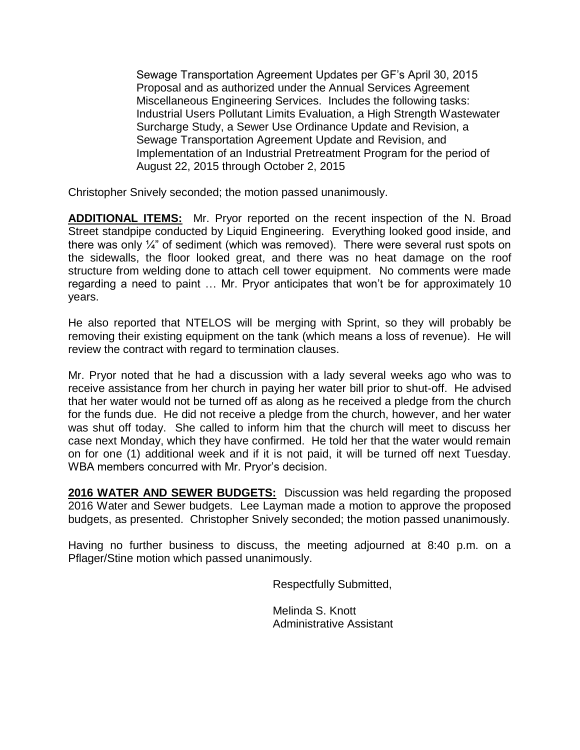Sewage Transportation Agreement Updates per GF's April 30, 2015 Proposal and as authorized under the Annual Services Agreement Miscellaneous Engineering Services. Includes the following tasks: Industrial Users Pollutant Limits Evaluation, a High Strength Wastewater Surcharge Study, a Sewer Use Ordinance Update and Revision, a Sewage Transportation Agreement Update and Revision, and Implementation of an Industrial Pretreatment Program for the period of August 22, 2015 through October 2, 2015

Christopher Snively seconded; the motion passed unanimously.

**ADDITIONAL ITEMS:** Mr. Pryor reported on the recent inspection of the N. Broad Street standpipe conducted by Liquid Engineering. Everything looked good inside, and there was only ¼" of sediment (which was removed). There were several rust spots on the sidewalls, the floor looked great, and there was no heat damage on the roof structure from welding done to attach cell tower equipment. No comments were made regarding a need to paint … Mr. Pryor anticipates that won't be for approximately 10 years.

He also reported that NTELOS will be merging with Sprint, so they will probably be removing their existing equipment on the tank (which means a loss of revenue). He will review the contract with regard to termination clauses.

Mr. Pryor noted that he had a discussion with a lady several weeks ago who was to receive assistance from her church in paying her water bill prior to shut-off. He advised that her water would not be turned off as along as he received a pledge from the church for the funds due. He did not receive a pledge from the church, however, and her water was shut off today. She called to inform him that the church will meet to discuss her case next Monday, which they have confirmed. He told her that the water would remain on for one (1) additional week and if it is not paid, it will be turned off next Tuesday. WBA members concurred with Mr. Pryor's decision.

**2016 WATER AND SEWER BUDGETS:** Discussion was held regarding the proposed 2016 Water and Sewer budgets. Lee Layman made a motion to approve the proposed budgets, as presented. Christopher Snively seconded; the motion passed unanimously.

Having no further business to discuss, the meeting adjourned at 8:40 p.m. on a Pflager/Stine motion which passed unanimously.

Respectfully Submitted,

Melinda S. Knott
Administrative Assistant